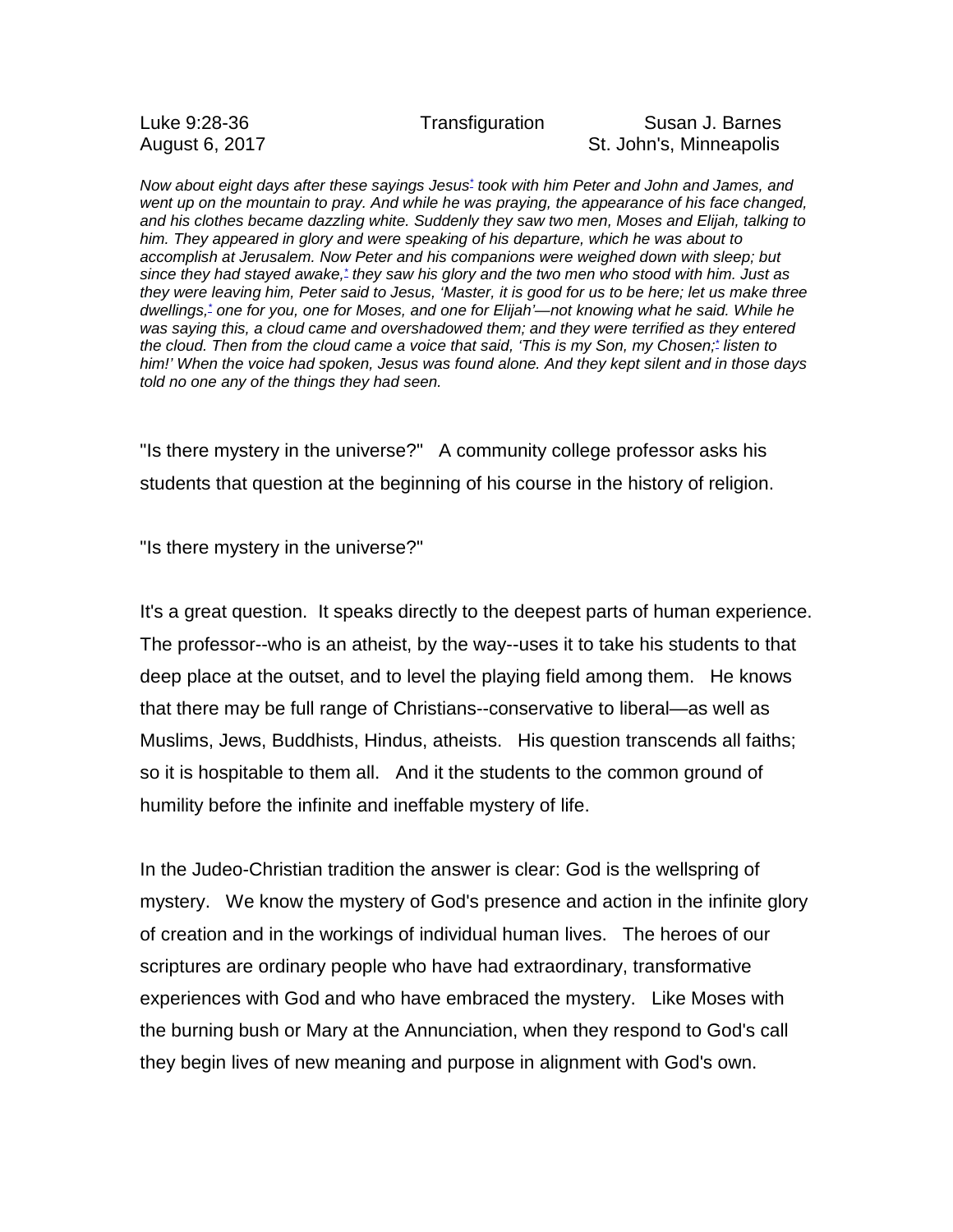Luke 9:28-36 Transfiguration Susan J. Barnes
August 6, 2017 St. John's, Minneapolis

*Now about eight days after these sayings Jesus* *took with him Peter and John and James, and went up on the mountain to pray. And while he was praying, the appearance of his face changed, and his clothes became dazzling white. Suddenly they saw two men, Moses and Elijah, talking to him. They appeared in glory and were speaking of his departure, which he was about to accomplish at Jerusalem. Now Peter and his companions were weighed down with sleep; but since they had stayed awake,* *they saw his glory and the two men who stood with him. Just as they were leaving him, Peter said to Jesus, 'Master, it is good for us to be here; let us make three dwellings,* *one for you, one for Moses, and one for Elijah'—not knowing what he said. While he was saying this, a cloud came and overshadowed them; and they were terrified as they entered the cloud. Then from the cloud came a voice that said, 'This is my Son, my Chosen;* *listen to him!' When the voice had spoken, Jesus was found alone. And they kept silent and in those days told no one any of the things they had seen.*

"Is there mystery in the universe?" A community college professor asks his students that question at the beginning of his course in the history of religion.

"Is there mystery in the universe?"

It's a great question. It speaks directly to the deepest parts of human experience. The professor--who is an atheist, by the way--uses it to take his students to that deep place at the outset, and to level the playing field among them. He knows that there may be full range of Christians--conservative to liberal—as well as Muslims, Jews, Buddhists, Hindus, atheists. His question transcends all faiths; so it is hospitable to them all. And it the students to the common ground of humility before the infinite and ineffable mystery of life.

In the Judeo-Christian tradition the answer is clear: God is the wellspring of mystery. We know the mystery of God's presence and action in the infinite glory of creation and in the workings of individual human lives. The heroes of our scriptures are ordinary people who have had extraordinary, transformative experiences with God and who have embraced the mystery. Like Moses with the burning bush or Mary at the Annunciation, when they respond to God's call they begin lives of new meaning and purpose in alignment with God's own.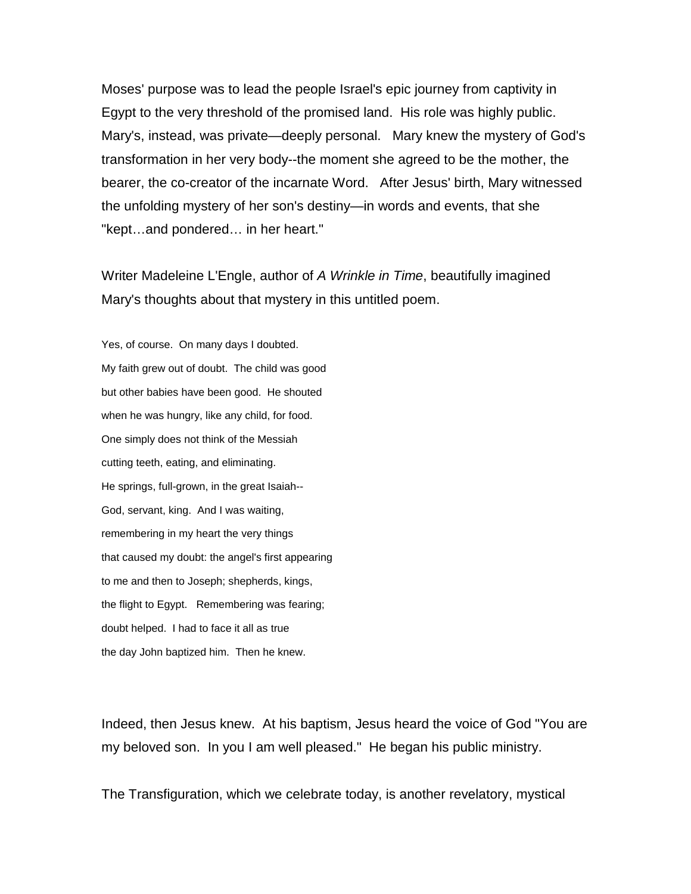Moses' purpose was to lead the people Israel's epic journey from captivity in Egypt to the very threshold of the promised land. His role was highly public. Mary's, instead, was private—deeply personal. Mary knew the mystery of God's transformation in her very body--the moment she agreed to be the mother, the bearer, the co-creator of the incarnate Word. After Jesus' birth, Mary witnessed the unfolding mystery of her son's destiny—in words and events, that she "kept…and pondered… in her heart."

Writer Madeleine L'Engle, author of *A Wrinkle in Time*, beautifully imagined Mary's thoughts about that mystery in this untitled poem.

Yes, of course. On many days I doubted.  
My faith grew out of doubt. The child was good  
but other babies have been good. He shouted  
when he was hungry, like any child, for food.  
One simply does not think of the Messiah  
cutting teeth, eating, and eliminating.  
He springs, full-grown, in the great Isaiah--  
God, servant, king. And I was waiting,  
remembering in my heart the very things  
that caused my doubt: the angel's first appearing  
to me and then to Joseph; shepherds, kings,  
the flight to Egypt. Remembering was fearing;  
doubt helped. I had to face it all as true  
the day John baptized him. Then he knew.

Indeed, then Jesus knew. At his baptism, Jesus heard the voice of God "You are my beloved son. In you I am well pleased." He began his public ministry.

The Transfiguration, which we celebrate today, is another revelatory, mystical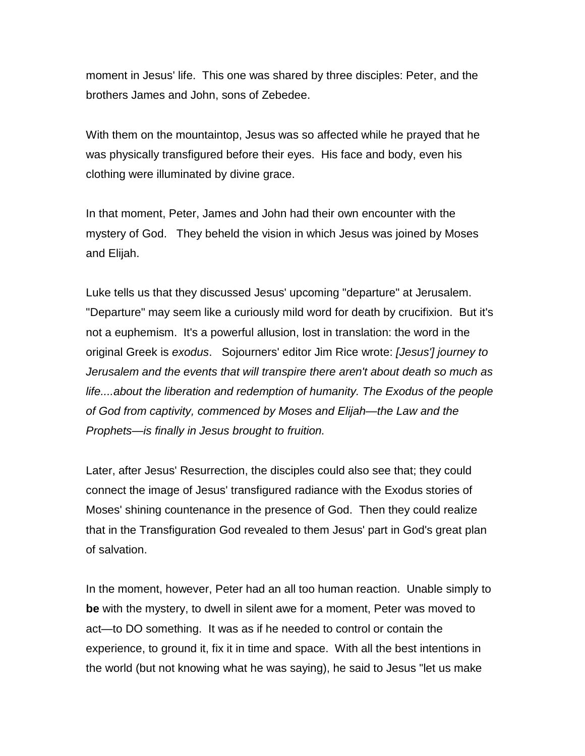moment in Jesus' life. This one was shared by three disciples: Peter, and the brothers James and John, sons of Zebedee.

With them on the mountaintop, Jesus was so affected while he prayed that he was physically transfigured before their eyes. His face and body, even his clothing were illuminated by divine grace.

In that moment, Peter, James and John had their own encounter with the mystery of God. They beheld the vision in which Jesus was joined by Moses and Elijah.

Luke tells us that they discussed Jesus' upcoming "departure" at Jerusalem. "Departure" may seem like a curiously mild word for death by crucifixion. But it's not a euphemism. It's a powerful allusion, lost in translation: the word in the original Greek is *exodus*. Sojourners' editor Jim Rice wrote: *[Jesus'] journey to Jerusalem and the events that will transpire there aren't about death so much as life....about the liberation and redemption of humanity. The Exodus of the people of God from captivity, commenced by Moses and Elijah—the Law and the Prophets—is finally in Jesus brought to fruition.*

Later, after Jesus' Resurrection, the disciples could also see that; they could connect the image of Jesus' transfigured radiance with the Exodus stories of Moses' shining countenance in the presence of God. Then they could realize that in the Transfiguration God revealed to them Jesus' part in God's great plan of salvation.

In the moment, however, Peter had an all too human reaction. Unable simply to **be** with the mystery, to dwell in silent awe for a moment, Peter was moved to act—to DO something. It was as if he needed to control or contain the experience, to ground it, fix it in time and space. With all the best intentions in the world (but not knowing what he was saying), he said to Jesus "let us make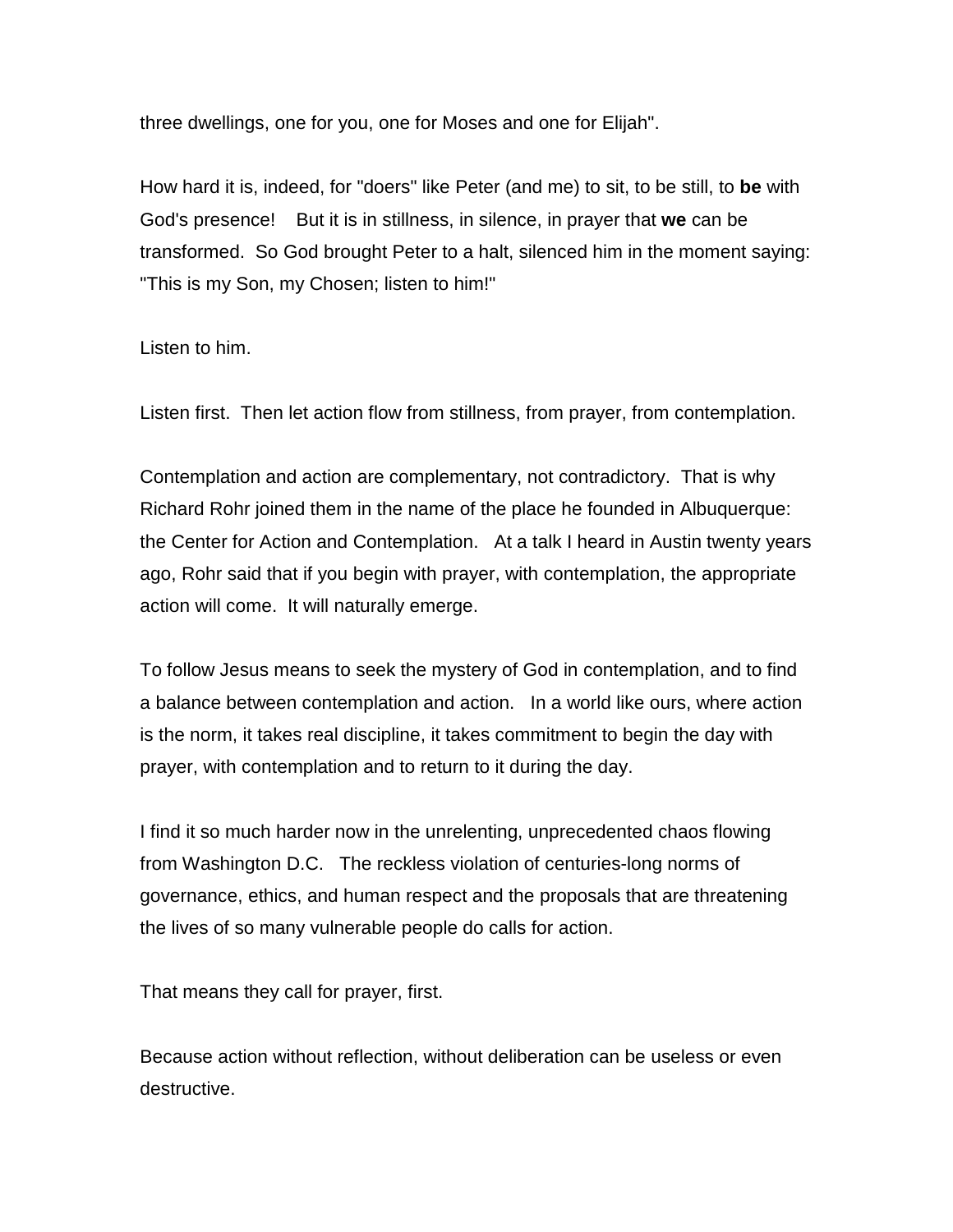three dwellings, one for you, one for Moses and one for Elijah".

How hard it is, indeed, for "doers" like Peter (and me) to sit, to be still, to **be** with God's presence!    But it is in stillness, in silence, in prayer that **we** can be transformed.  So God brought Peter to a halt, silenced him in the moment saying: "This is my Son, my Chosen; listen to him!"

Listen to him.

Listen first.  Then let action flow from stillness, from prayer, from contemplation.

Contemplation and action are complementary, not contradictory.  That is why Richard Rohr joined them in the name of the place he founded in Albuquerque: the Center for Action and Contemplation.   At a talk I heard in Austin twenty years ago, Rohr said that if you begin with prayer, with contemplation, the appropriate action will come.  It will naturally emerge.

To follow Jesus means to seek the mystery of God in contemplation, and to find a balance between contemplation and action.   In a world like ours, where action is the norm, it takes real discipline, it takes commitment to begin the day with prayer, with contemplation and to return to it during the day.

I find it so much harder now in the unrelenting, unprecedented chaos flowing from Washington D.C.   The reckless violation of centuries-long norms of governance, ethics, and human respect and the proposals that are threatening the lives of so many vulnerable people do calls for action.

That means they call for prayer, first.

Because action without reflection, without deliberation can be useless or even destructive.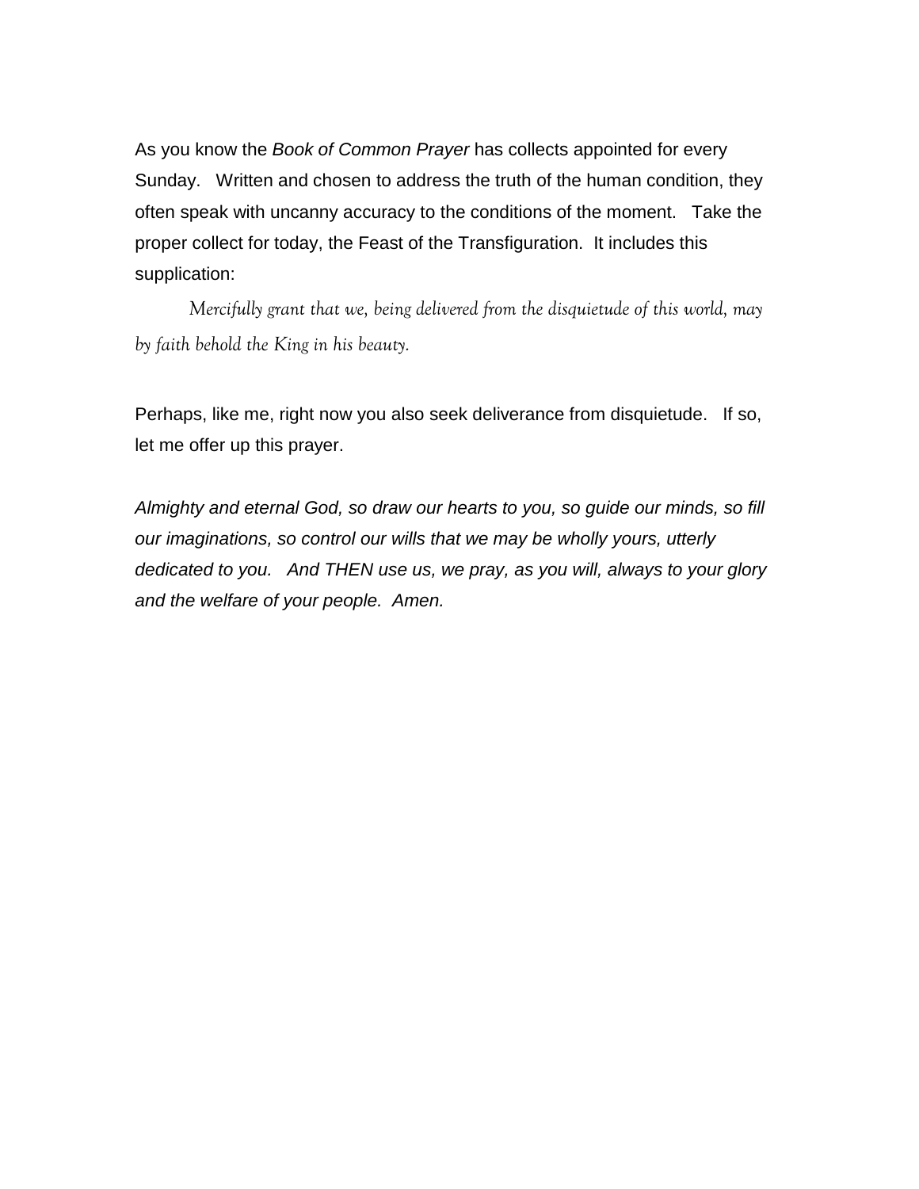As you know the *Book of Common Prayer* has collects appointed for every Sunday. Written and chosen to address the truth of the human condition, they often speak with uncanny accuracy to the conditions of the moment. Take the proper collect for today, the Feast of the Transfiguration. It includes this supplication:

> *Mercifully grant that we, being delivered from the disquietude of this world, may by faith behold the King in his beauty.*

Perhaps, like me, right now you also seek deliverance from disquietude. If so, let me offer up this prayer.

*Almighty and eternal God, so draw our hearts to you, so guide our minds, so fill our imaginations, so control our wills that we may be wholly yours, utterly dedicated to you. And THEN use us, we pray, as you will, always to your glory and the welfare of your people. Amen.*